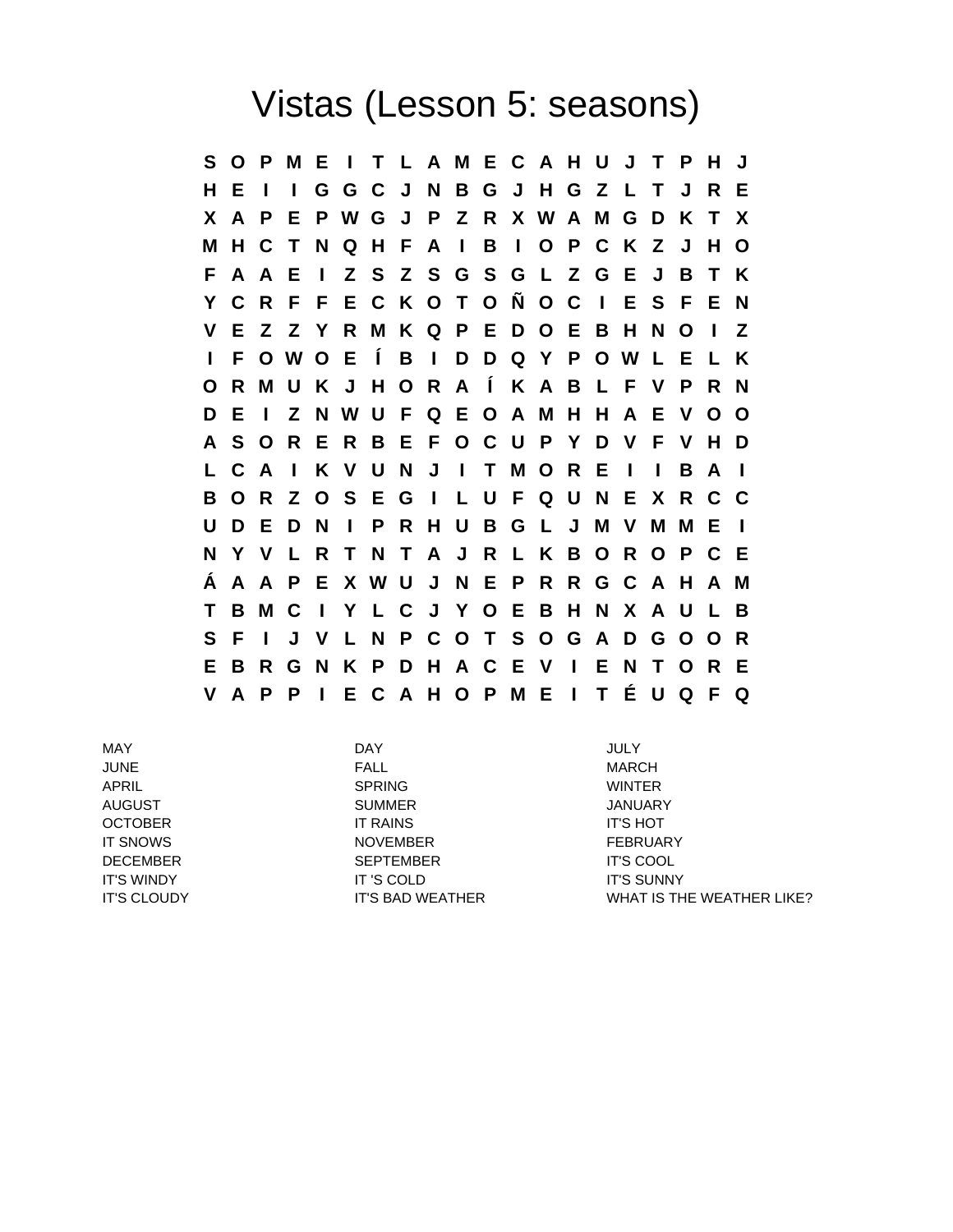# Vistas (Lesson 5: seasons)

```
S O P M E I T L A M E C A H U J T P H J
H E I I G G C J N B G J H G Z L T J R E
X A P E P W G J P Z R X W A M G D K T X
M H C T N Q H F A I B I O P C K Z J H O
F A A E I Z S Z S G S G L Z G E J B T K
Y C R F F E C K O T O Ñ O C I E S F E N
V E Z Z Y R M K Q P E D O E B H N O I Z
I F O W O E Í B I D D Q Y P O W L E L K
O R M U K J H O R A Í K A B L F V P R N
D E I Z N W U F Q E O A M H H A E V O O
A S O R E R B E F O C U P Y D V F V H D
L C A I K V U N J I T M O R E I I B A I
B O R Z O S E G I L U F Q U N E X R C C
U D E D N I P R H U B G L J M V M M E I
N Y V L R T N T A J R L K B O R O P C E
Á A A P E X W U J N E P R R G C A H A M
T B M C I Y L C J Y O E B H N X A U L B
S F I J V L N P C O T S O G A D G O O R
E B R G N K P D H A C E V I E N T O R E
V A P P I E C A H O P M E I T É U Q F Q
```

| | | |
|---|---|---|
| MAY | DAY | JULY |
| JUNE | FALL | MARCH |
| APRIL | SPRING | WINTER |
| AUGUST | SUMMER | JANUARY |
| OCTOBER | IT RAINS | IT'S HOT |
| IT SNOWS | NOVEMBER | FEBRUARY |
| DECEMBER | SEPTEMBER | IT'S COOL |
| IT'S WINDY | IT 'S COLD | IT'S SUNNY |
| IT'S CLOUDY | IT'S BAD WEATHER | WHAT IS THE WEATHER LIKE? |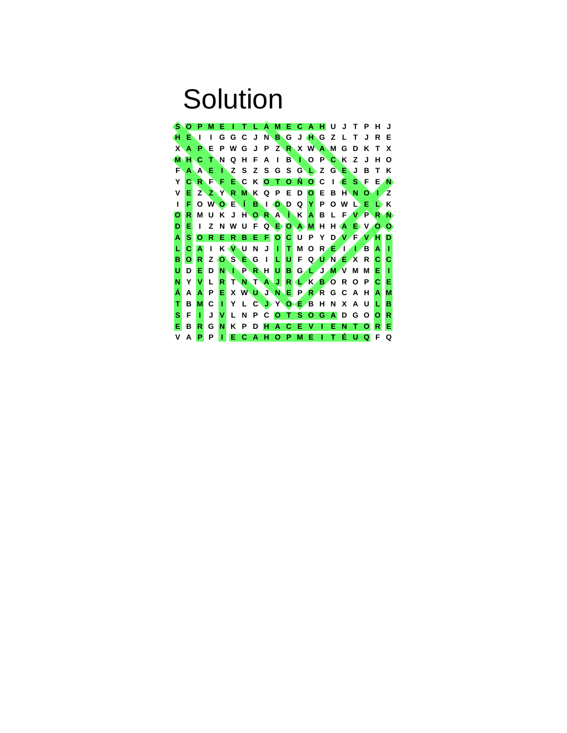# Solution

| | | | | | | | | | | | | | | | | | | | |
|---|---|---|---|---|---|---|---|---|---|---|---|---|---|---|---|---|---|---|---|
| S | O | P | M | E | I | T | L | A | M | E | C | A | H | U | J | T | P | H | J |
| H | E | I | I | G | G | C | J | N | B | G | J | H | G | Z | L | T | J | R | E |
| X | A | P | E | P | W | G | J | P | Z | R | X | W | A | M | G | D | K | T | X |
| M | H | C | T | N | Q | H | F | A | I | B | I | O | P | C | K | Z | J | H | O |
| F | A | A | E | I | Z | S | Z | S | G | S | G | L | Z | G | E | J | B | T | K |
| Y | C | R | F | F | E | C | K | O | T | O | Ñ | O | C | I | E | S | F | E | N |
| V | E | Z | Z | Y | R | M | K | Q | P | E | D | O | E | B | H | N | O | I | Z |
| I | F | O | W | O | E | Í | B | I | D | D | Q | Y | P | O | W | L | E | L | K |
| O | R | M | U | K | J | H | O | R | A | Í | K | A | B | L | F | V | P | R | N |
| D | E | I | Z | N | W | U | F | Q | E | O | A | M | H | H | A | E | V | O | O |
| A | S | O | R | E | R | B | E | F | O | C | U | P | Y | D | V | F | V | H | D |
| L | C | A | I | K | V | U | N | J | I | T | M | O | R | E | I | I | B | A | I |
| B | O | R | Z | O | S | E | G | I | L | U | F | Q | U | N | E | X | R | C | C |
| U | D | E | D | N | I | P | R | H | U | B | G | L | J | M | V | M | M | E | I |
| N | Y | V | L | R | T | N | T | A | J | R | L | K | B | O | R | O | P | C | E |
| Á | A | A | P | E | X | W | U | J | N | E | P | R | R | G | C | A | H | A | M |
| T | B | M | C | I | Y | L | C | J | Y | O | E | B | H | N | X | A | U | L | B |
| S | F | I | J | V | L | N | P | C | O | T | S | O | G | A | D | G | O | O | R |
| E | B | R | G | N | K | P | D | H | A | C | E | V | I | E | N | T | O | R | E |
| V | A | P | P | I | E | C | A | H | O | P | M | E | I | T | É | U | Q | F | Q |